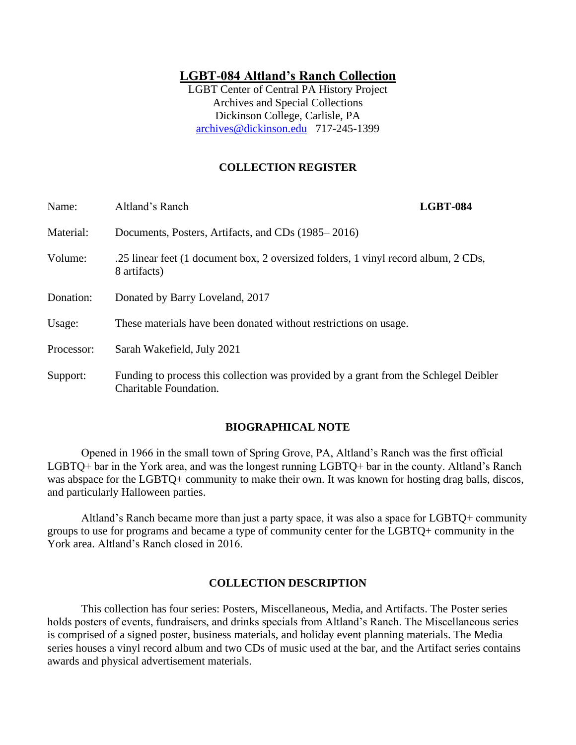# LGBT-084 Altland's Ranch Collection

LGBT Center of Central PA History Project
Archives and Special Collections
Dickinson College, Carlisle, PA
archives@dickinson.edu 717-245-1399

## COLLECTION REGISTER

| | | |
|---|---|---|
| Name: | Altland's Ranch | **LGBT-084** |
| Material: | Documents, Posters, Artifacts, and CDs (1985– 2016) | |
| Volume: | .25 linear feet (1 document box, 2 oversized folders, 1 vinyl record album, 2 CDs, 8 artifacts) | |
| Donation: | Donated by Barry Loveland, 2017 | |
| Usage: | These materials have been donated without restrictions on usage. | |
| Processor: | Sarah Wakefield, July 2021 | |
| Support: | Funding to process this collection was provided by a grant from the Schlegel Deibler Charitable Foundation. | |

## BIOGRAPHICAL NOTE

Opened in 1966 in the small town of Spring Grove, PA, Altland's Ranch was the first official LGBTQ+ bar in the York area, and was the longest running LGBTQ+ bar in the county. Altland's Ranch was abspace for the LGBTQ+ community to make their own. It was known for hosting drag balls, discos, and particularly Halloween parties.

Altland's Ranch became more than just a party space, it was also a space for LGBTQ+ community groups to use for programs and became a type of community center for the LGBTQ+ community in the York area. Altland's Ranch closed in 2016.

## COLLECTION DESCRIPTION

This collection has four series: Posters, Miscellaneous, Media, and Artifacts. The Poster series holds posters of events, fundraisers, and drinks specials from Altland's Ranch. The Miscellaneous series is comprised of a signed poster, business materials, and holiday event planning materials. The Media series houses a vinyl record album and two CDs of music used at the bar, and the Artifact series contains awards and physical advertisement materials.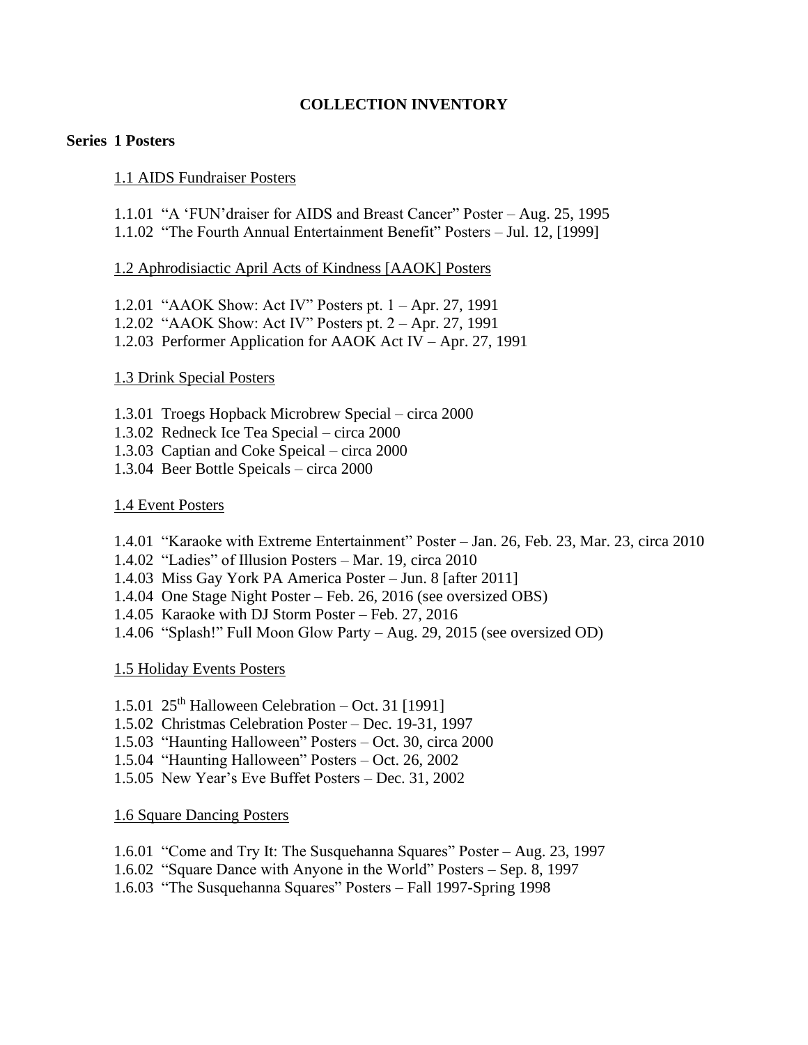# COLLECTION INVENTORY

## Series 1 Posters

### 1.1 AIDS Fundraiser Posters

1.1.01 "A 'FUN'draiser for AIDS and Breast Cancer" Poster – Aug. 25, 1995
1.1.02 "The Fourth Annual Entertainment Benefit" Posters – Jul. 12, [1999]

### 1.2 Aphrodisiactic April Acts of Kindness [AAOK] Posters

1.2.01 "AAOK Show: Act IV" Posters pt. 1 – Apr. 27, 1991
1.2.02 "AAOK Show: Act IV" Posters pt. 2 – Apr. 27, 1991
1.2.03 Performer Application for AAOK Act IV – Apr. 27, 1991

### 1.3 Drink Special Posters

1.3.01 Troegs Hopback Microbrew Special – circa 2000
1.3.02 Redneck Ice Tea Special – circa 2000
1.3.03 Captian and Coke Speical – circa 2000
1.3.04 Beer Bottle Speicals – circa 2000

### 1.4 Event Posters

1.4.01 "Karaoke with Extreme Entertainment" Poster – Jan. 26, Feb. 23, Mar. 23, circa 2010
1.4.02 "Ladies" of Illusion Posters – Mar. 19, circa 2010
1.4.03 Miss Gay York PA America Poster – Jun. 8 [after 2011]
1.4.04 One Stage Night Poster – Feb. 26, 2016 (see oversized OBS)
1.4.05 Karaoke with DJ Storm Poster – Feb. 27, 2016
1.4.06 "Splash!" Full Moon Glow Party – Aug. 29, 2015 (see oversized OD)

### 1.5 Holiday Events Posters

1.5.01 25th Halloween Celebration – Oct. 31 [1991]
1.5.02 Christmas Celebration Poster – Dec. 19-31, 1997
1.5.03 "Haunting Halloween" Posters – Oct. 30, circa 2000
1.5.04 "Haunting Halloween" Posters – Oct. 26, 2002
1.5.05 New Year's Eve Buffet Posters – Dec. 31, 2002

### 1.6 Square Dancing Posters

1.6.01 "Come and Try It: The Susquehanna Squares" Poster – Aug. 23, 1997
1.6.02 "Square Dance with Anyone in the World" Posters – Sep. 8, 1997
1.6.03 "The Susquehanna Squares" Posters – Fall 1997-Spring 1998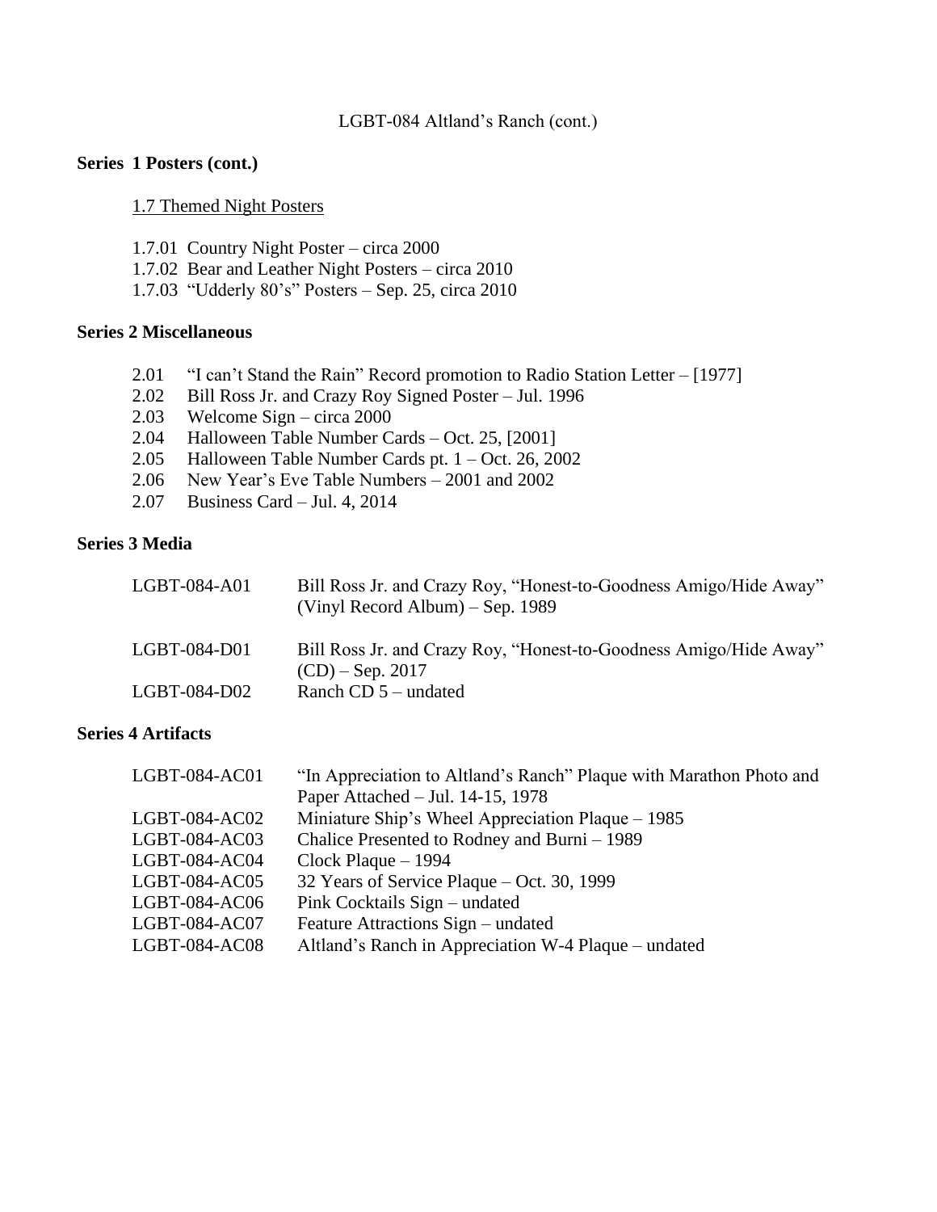LGBT-084 Altland's Ranch (cont.)

**Series 1 Posters (cont.)**

1.7 Themed Night Posters

1.7.01 Country Night Poster – circa 2000
1.7.02 Bear and Leather Night Posters – circa 2010
1.7.03 "Udderly 80's" Posters – Sep. 25, circa 2010

**Series 2 Miscellaneous**

2.01 "I can't Stand the Rain" Record promotion to Radio Station Letter – [1977]
2.02 Bill Ross Jr. and Crazy Roy Signed Poster – Jul. 1996
2.03 Welcome Sign – circa 2000
2.04 Halloween Table Number Cards – Oct. 25, [2001]
2.05 Halloween Table Number Cards pt. 1 – Oct. 26, 2002
2.06 New Year's Eve Table Numbers – 2001 and 2002
2.07 Business Card – Jul. 4, 2014

**Series 3 Media**

| | |
|---|---|
| LGBT-084-A01 | Bill Ross Jr. and Crazy Roy, "Honest-to-Goodness Amigo/Hide Away" (Vinyl Record Album) – Sep. 1989 |
| LGBT-084-D01 | Bill Ross Jr. and Crazy Roy, "Honest-to-Goodness Amigo/Hide Away" (CD) – Sep. 2017 |
| LGBT-084-D02 | Ranch CD 5 – undated |

**Series 4 Artifacts**

| | |
|---|---|
| LGBT-084-AC01 | "In Appreciation to Altland's Ranch" Plaque with Marathon Photo and Paper Attached – Jul. 14-15, 1978 |
| LGBT-084-AC02 | Miniature Ship's Wheel Appreciation Plaque – 1985 |
| LGBT-084-AC03 | Chalice Presented to Rodney and Burni – 1989 |
| LGBT-084-AC04 | Clock Plaque – 1994 |
| LGBT-084-AC05 | 32 Years of Service Plaque – Oct. 30, 1999 |
| LGBT-084-AC06 | Pink Cocktails Sign – undated |
| LGBT-084-AC07 | Feature Attractions Sign – undated |
| LGBT-084-AC08 | Altland's Ranch in Appreciation W-4 Plaque – undated |